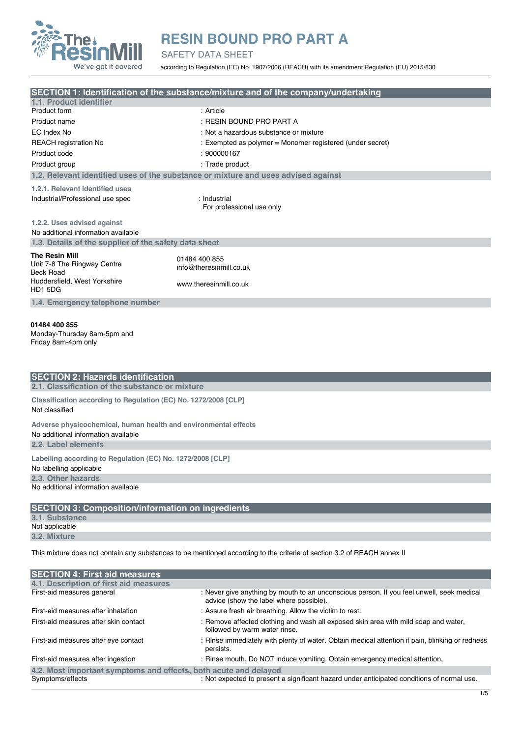# RESIN BOUND PRO PART A

SAFETY DATA SHEET

according to Regulation (EC) No. 1907/2006 (REACH) with its amendment Regulation (EU) 2015/830

## SECTION 1: Identification of the substance/mixture and of the company/undertaking

### 1.1. Product identifier

| | |
|---|---|
| Product form | : Article |
| Product name | : RESIN BOUND PRO PART A |
| EC Index No | : Not a hazardous substance or mixture |
| REACH registration No | : Exempted as polymer = Monomer registered (under secret) |
| Product code | : 900000167 |
| Product group | : Trade product |

### 1.2. Relevant identified uses of the substance or mixture and uses advised against

#### 1.2.1. Relevant identified uses

| | |
|---|---|
| Industrial/Professional use spec | : Industrial<br>For professional use only |

#### 1.2.2. Uses advised against

No additional information available

### 1.3. Details of the supplier of the safety data sheet

**The Resin Mill**
Unit 7-8 The Ringway Centre
Beck Road
Huddersfield, West Yorkshire
HD1 5DG

01484 400 855
info@theresinmill.co.uk

www.theresinmill.co.uk

### 1.4. Emergency telephone number

**01484 400 855**
Monday-Thursday 8am-5pm and
Friday 8am-4pm only

## SECTION 2: Hazards identification

### 2.1. Classification of the substance or mixture

**Classification according to Regulation (EC) No. 1272/2008 [CLP]**

Not classified

**Adverse physicochemical, human health and environmental effects**

No additional information available

### 2.2. Label elements

**Labelling according to Regulation (EC) No. 1272/2008 [CLP]**

No labelling applicable

### 2.3. Other hazards

No additional information available

## SECTION 3: Composition/information on ingredients

### 3.1. Substance

Not applicable

### 3.2. Mixture

This mixture does not contain any substances to be mentioned according to the criteria of section 3.2 of REACH annex II

## SECTION 4: First aid measures

### 4.1. Description of first aid measures

| | |
|---|---|
| First-aid measures general | : Never give anything by mouth to an unconscious person. If you feel unwell, seek medical advice (show the label where possible). |
| First-aid measures after inhalation | : Assure fresh air breathing. Allow the victim to rest. |
| First-aid measures after skin contact | : Remove affected clothing and wash all exposed skin area with mild soap and water, followed by warm water rinse. |
| First-aid measures after eye contact | : Rinse immediately with plenty of water. Obtain medical attention if pain, blinking or redness persists. |
| First-aid measures after ingestion | : Rinse mouth. Do NOT induce vomiting. Obtain emergency medical attention. |

### 4.2. Most important symptoms and effects, both acute and delayed

| | |
|---|---|
| Symptoms/effects | : Not expected to present a significant hazard under anticipated conditions of normal use. |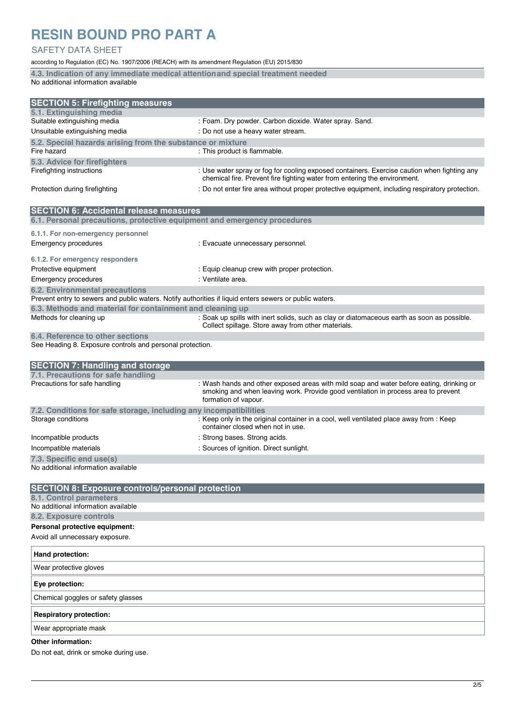# RESIN BOUND PRO PART A

SAFETY DATA SHEET

according to Regulation (EC) No. 1907/2006 (REACH) with its amendment Regulation (EU) 2015/830

### 4.3. Indication of any immediate medical attention and special treatment needed

No additional information available

## SECTION 5: Firefighting measures

### 5.1. Extinguishing media

| | |
|---|---|
| Suitable extinguishing media | : Foam. Dry powder. Carbon dioxide. Water spray. Sand. |
| Unsuitable extinguishing media | : Do not use a heavy water stream. |

### 5.2. Special hazards arising from the substance or mixture

| | |
|---|---|
| Fire hazard | : This product is flammable. |

### 5.3. Advice for firefighters

| | |
|---|---|
| Firefighting instructions | : Use water spray or fog for cooling exposed containers. Exercise caution when fighting any chemical fire. Prevent fire fighting water from entering the environment. |
| Protection during firefighting | : Do not enter fire area without proper protective equipment, including respiratory protection. |

## SECTION 6: Accidental release measures

### 6.1. Personal precautions, protective equipment and emergency procedures

**6.1.1. For non-emergency personnel**

| | |
|---|---|
| Emergency procedures | : Evacuate unnecessary personnel. |

**6.1.2. For emergency responders**

| | |
|---|---|
| Protective equipment | : Equip cleanup crew with proper protection. |
| Emergency procedures | : Ventilate area. |

### 6.2. Environmental precautions

Prevent entry to sewers and public waters. Notify authorities if liquid enters sewers or public waters.

### 6.3. Methods and material for containment and cleaning up

| | |
|---|---|
| Methods for cleaning up | : Soak up spills with inert solids, such as clay or diatomaceous earth as soon as possible. Collect spillage. Store away from other materials. |

### 6.4. Reference to other sections

See Heading 8. Exposure controls and personal protection.

## SECTION 7: Handling and storage

### 7.1. Precautions for safe handling

| | |
|---|---|
| Precautions for safe handling | : Wash hands and other exposed areas with mild soap and water before eating, drinking or smoking and when leaving work. Provide good ventilation in process area to prevent formation of vapour. |

### 7.2. Conditions for safe storage, including any incompatibilities

| | |
|---|---|
| Storage conditions | : Keep only in the original container in a cool, well ventilated place away from : Keep container closed when not in use. |
| Incompatible products | : Strong bases. Strong acids. |
| Incompatible materials | : Sources of ignition. Direct sunlight. |

### 7.3. Specific end use(s)

No additional information available

## SECTION 8: Exposure controls/personal protection

### 8.1. Control parameters

No additional information available

### 8.2. Exposure controls

**Personal protective equipment:**

Avoid all unnecessary exposure.

| Hand protection: |
|---|
| Wear protective gloves |

| Eye protection: |
|---|
| Chemical goggles or safety glasses |

| Respiratory protection: |
|---|
| Wear appropriate mask |

**Other information:**

Do not eat, drink or smoke during use.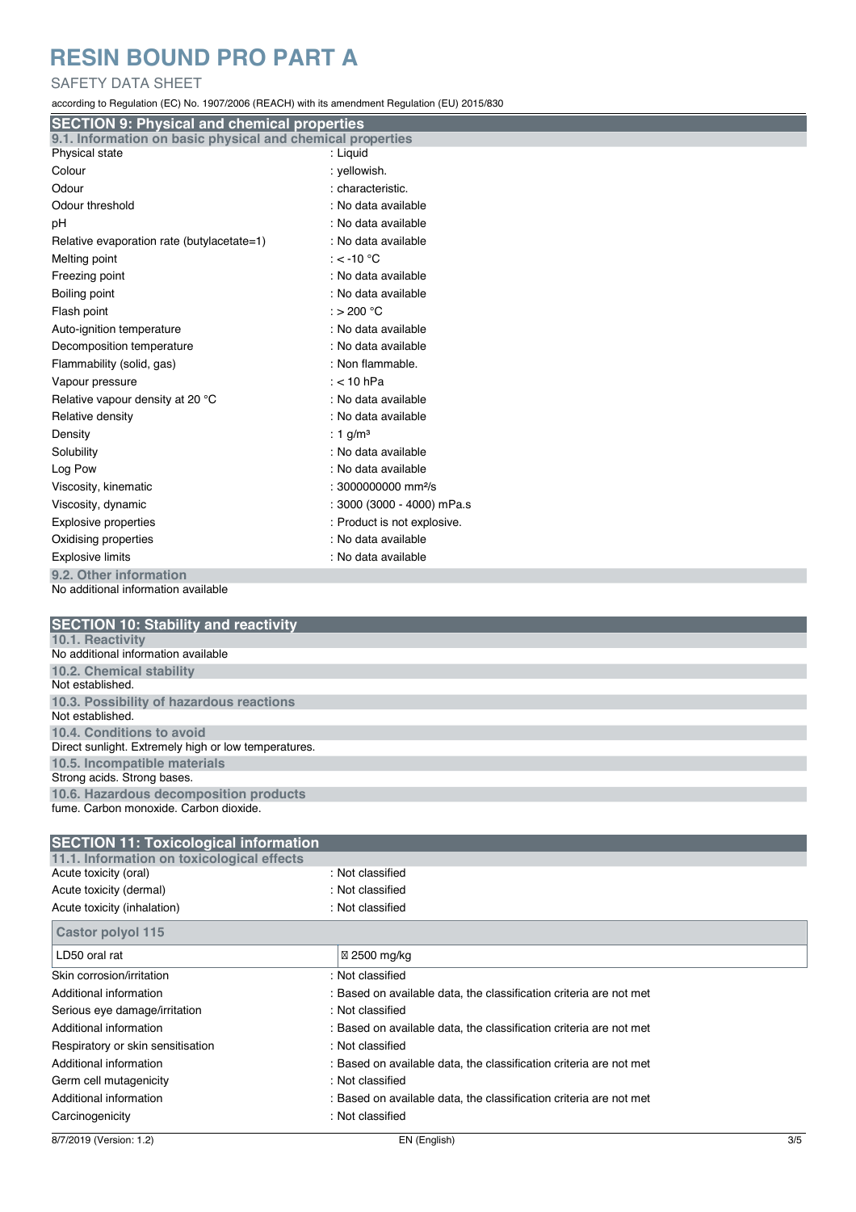## SECTION 9: Physical and chemical properties

### 9.1. Information on basic physical and chemical properties

| | |
|---|---|
| Physical state | : Liquid |
| Colour | : yellowish. |
| Odour | : characteristic. |
| Odour threshold | : No data available |
| pH | : No data available |
| Relative evaporation rate (butylacetate=1) | : No data available |
| Melting point | : < -10 °C |
| Freezing point | : No data available |
| Boiling point | : No data available |
| Flash point | : > 200 °C |
| Auto-ignition temperature | : No data available |
| Decomposition temperature | : No data available |
| Flammability (solid, gas) | : Non flammable. |
| Vapour pressure | : < 10 hPa |
| Relative vapour density at 20 °C | : No data available |
| Relative density | : No data available |
| Density | : 1 g/m³ |
| Solubility | : No data available |
| Log Pow | : No data available |
| Viscosity, kinematic | : 3000000000 mm²/s |
| Viscosity, dynamic | : 3000 (3000 - 4000) mPa.s |
| Explosive properties | : Product is not explosive. |
| Oxidising properties | : No data available |
| Explosive limits | : No data available |

### 9.2. Other information

No additional information available

## SECTION 10: Stability and reactivity

### 10.1. Reactivity

No additional information available

### 10.2. Chemical stability

Not established.

### 10.3. Possibility of hazardous reactions

Not established.

### 10.4. Conditions to avoid

Direct sunlight. Extremely high or low temperatures.

### 10.5. Incompatible materials

Strong acids. Strong bases.

### 10.6. Hazardous decomposition products

fume. Carbon monoxide. Carbon dioxide.

## SECTION 11: Toxicological information

### 11.1. Information on toxicological effects

| | |
|---|---|
| Acute toxicity (oral) | : Not classified |
| Acute toxicity (dermal) | : Not classified |
| Acute toxicity (inhalation) | : Not classified |

| Castor polyol 115 | |
|---|---|
| LD50 oral rat | ≥ 2500 mg/kg |

| | |
|---|---|
| Skin corrosion/irritation | : Not classified |
| Additional information | : Based on available data, the classification criteria are not met |
| Serious eye damage/irritation | : Not classified |
| Additional information | : Based on available data, the classification criteria are not met |
| Respiratory or skin sensitisation | : Not classified |
| Additional information | : Based on available data, the classification criteria are not met |
| Germ cell mutagenicity | : Not classified |
| Additional information | : Based on available data, the classification criteria are not met |
| Carcinogenicity | : Not classified |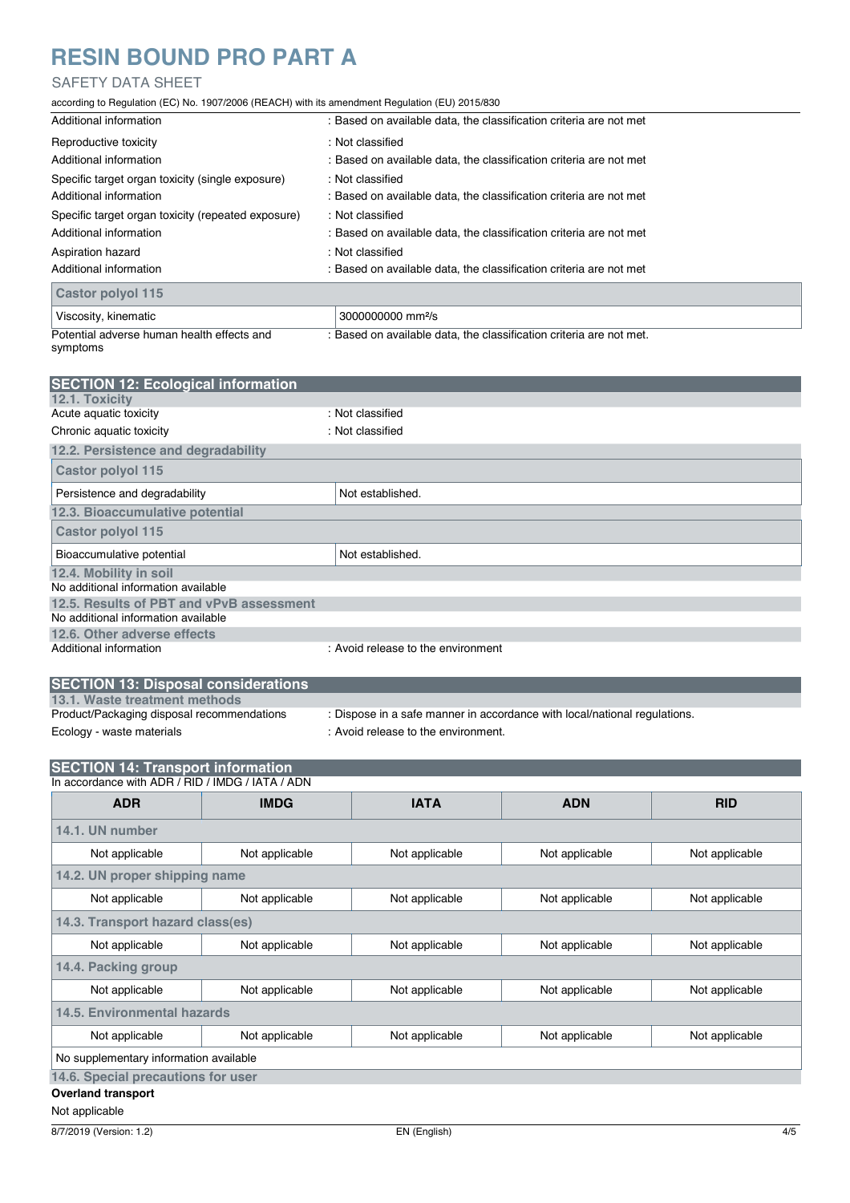| | |
|---|---|
| Additional information | : Based on available data, the classification criteria are not met |
| Reproductive toxicity | : Not classified |
| Additional information | : Based on available data, the classification criteria are not met |
| Specific target organ toxicity (single exposure) | : Not classified |
| Additional information | : Based on available data, the classification criteria are not met |
| Specific target organ toxicity (repeated exposure) | : Not classified |
| Additional information | : Based on available data, the classification criteria are not met |
| Aspiration hazard | : Not classified |
| Additional information | : Based on available data, the classification criteria are not met |

| Castor polyol 115 | |
|---|---|
| Viscosity, kinematic | 3000000000 mm²/s |

| | |
|---|---|
| Potential adverse human health effects and symptoms | : Based on available data, the classification criteria are not met. |

## SECTION 12: Ecological information

### 12.1. Toxicity

| | |
|---|---|
| Acute aquatic toxicity | : Not classified |
| Chronic aquatic toxicity | : Not classified |

### 12.2. Persistence and degradability

| Castor polyol 115 | |
|---|---|
| Persistence and degradability | Not established. |

### 12.3. Bioaccumulative potential

| Castor polyol 115 | |
|---|---|
| Bioaccumulative potential | Not established. |

### 12.4. Mobility in soil

No additional information available

### 12.5. Results of PBT and vPvB assessment

No additional information available

### 12.6. Other adverse effects

| | |
|---|---|
| Additional information | : Avoid release to the environment |

## SECTION 13: Disposal considerations

### 13.1. Waste treatment methods

| | |
|---|---|
| Product/Packaging disposal recommendations | : Dispose in a safe manner in accordance with local/national regulations. |
| Ecology - waste materials | : Avoid release to the environment. |

## SECTION 14: Transport information

In accordance with ADR / RID / IMDG / IATA / ADN

| ADR | IMDG | IATA | ADN | RID |
|---|---|---|---|---|
| **14.1. UN number** | | | | |
| Not applicable | Not applicable | Not applicable | Not applicable | Not applicable |
| **14.2. UN proper shipping name** | | | | |
| Not applicable | Not applicable | Not applicable | Not applicable | Not applicable |
| **14.3. Transport hazard class(es)** | | | | |
| Not applicable | Not applicable | Not applicable | Not applicable | Not applicable |
| **14.4. Packing group** | | | | |
| Not applicable | Not applicable | Not applicable | Not applicable | Not applicable |
| **14.5. Environmental hazards** | | | | |
| Not applicable | Not applicable | Not applicable | Not applicable | Not applicable |
| No supplementary information available | | | | |

### 14.6. Special precautions for user

**Overland transport**

Not applicable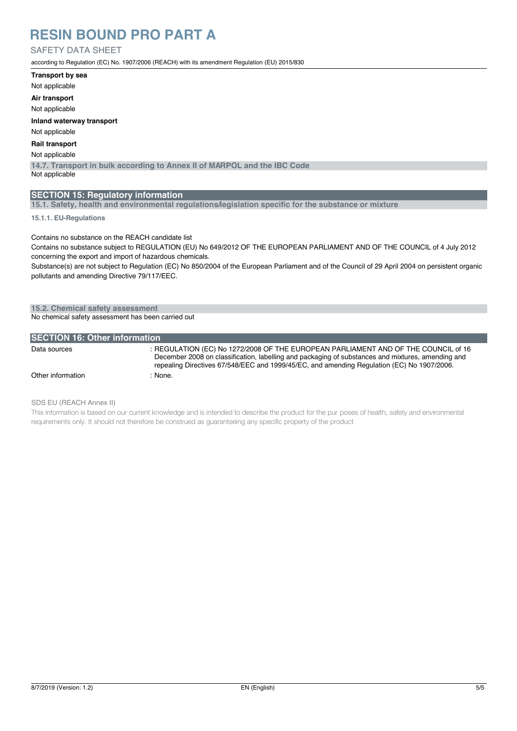**Transport by sea**

Not applicable

**Air transport**

Not applicable

**Inland waterway transport**

Not applicable

**Rail transport**

Not applicable

### 14.7. Transport in bulk according to Annex II of MARPOL and the IBC Code

Not applicable

## SECTION 15: Regulatory information

### 15.1. Safety, health and environmental regulations/legislation specific for the substance or mixture

#### 15.1.1. EU-Regulations

Contains no substance on the REACH candidate list

Contains no substance subject to REGULATION (EU) No 649/2012 OF THE EUROPEAN PARLIAMENT AND OF THE COUNCIL of 4 July 2012 concerning the export and import of hazardous chemicals.

Substance(s) are not subject to Regulation (EC) No 850/2004 of the European Parliament and of the Council of 29 April 2004 on persistent organic pollutants and amending Directive 79/117/EEC.

### 15.2. Chemical safety assessment

No chemical safety assessment has been carried out

## SECTION 16: Other information

| | |
|---|---|
| Data sources | : REGULATION (EC) No 1272/2008 OF THE EUROPEAN PARLIAMENT AND OF THE COUNCIL of 16 December 2008 on classification, labelling and packaging of substances and mixtures, amending and repealing Directives 67/548/EEC and 1999/45/EC, and amending Regulation (EC) No 1907/2006. |
| Other information | : None. |

SDS EU (REACH Annex II)

This information is based on our current knowledge and is intended to describe the product for the pur poses of health, safety and environmental requirements only. It should not therefore be construed as guaranteeing any specific property of the product